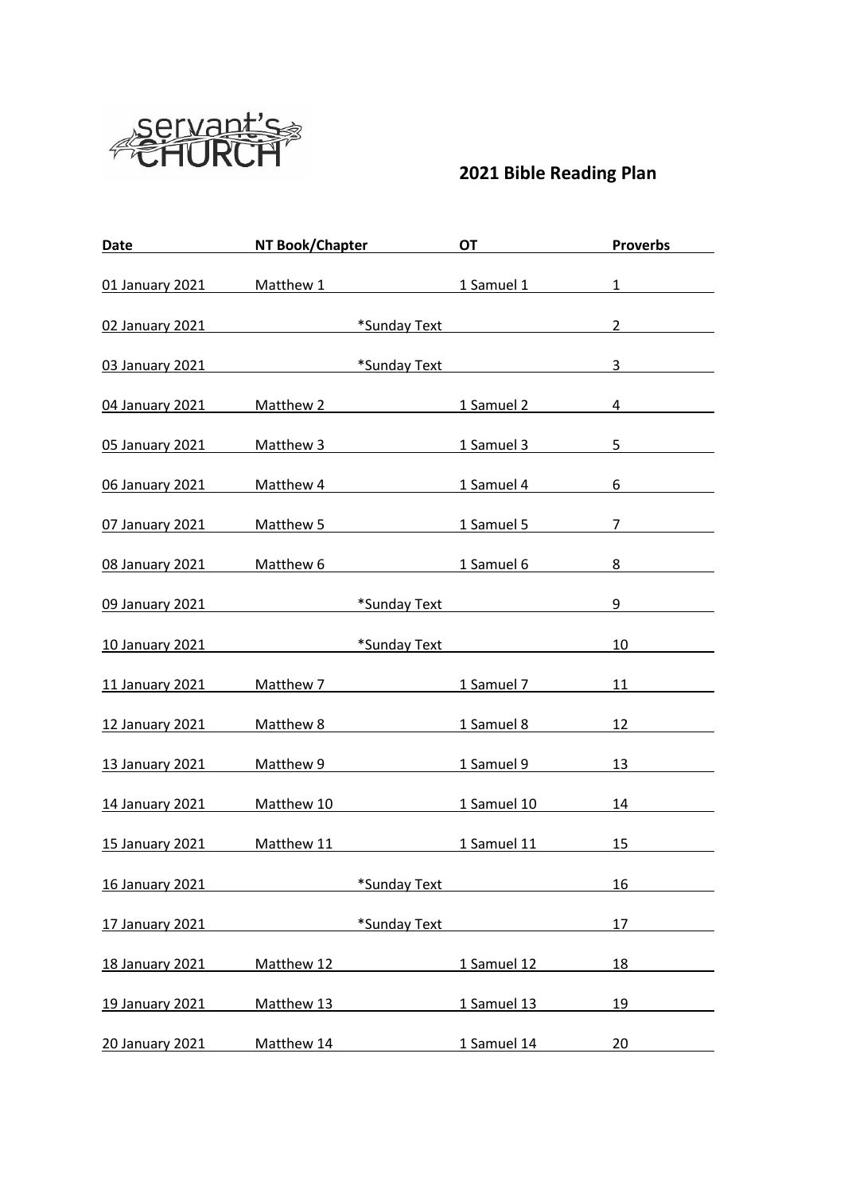servant's CHURCH

## 2021 Bible Reading Plan

| Date | NT Book/Chapter | OT | Proverbs |
|---|---|---|---|
| 01 January 2021 | Matthew 1 | 1 Samuel 1 | 1 |
| 02 January 2021 | *Sunday Text | | 2 |
| 03 January 2021 | *Sunday Text | | 3 |
| 04 January 2021 | Matthew 2 | 1 Samuel 2 | 4 |
| 05 January 2021 | Matthew 3 | 1 Samuel 3 | 5 |
| 06 January 2021 | Matthew 4 | 1 Samuel 4 | 6 |
| 07 January 2021 | Matthew 5 | 1 Samuel 5 | 7 |
| 08 January 2021 | Matthew 6 | 1 Samuel 6 | 8 |
| 09 January 2021 | *Sunday Text | | 9 |
| 10 January 2021 | *Sunday Text | | 10 |
| 11 January 2021 | Matthew 7 | 1 Samuel 7 | 11 |
| 12 January 2021 | Matthew 8 | 1 Samuel 8 | 12 |
| 13 January 2021 | Matthew 9 | 1 Samuel 9 | 13 |
| 14 January 2021 | Matthew 10 | 1 Samuel 10 | 14 |
| 15 January 2021 | Matthew 11 | 1 Samuel 11 | 15 |
| 16 January 2021 | *Sunday Text | | 16 |
| 17 January 2021 | *Sunday Text | | 17 |
| 18 January 2021 | Matthew 12 | 1 Samuel 12 | 18 |
| 19 January 2021 | Matthew 13 | 1 Samuel 13 | 19 |
| 20 January 2021 | Matthew 14 | 1 Samuel 14 | 20 |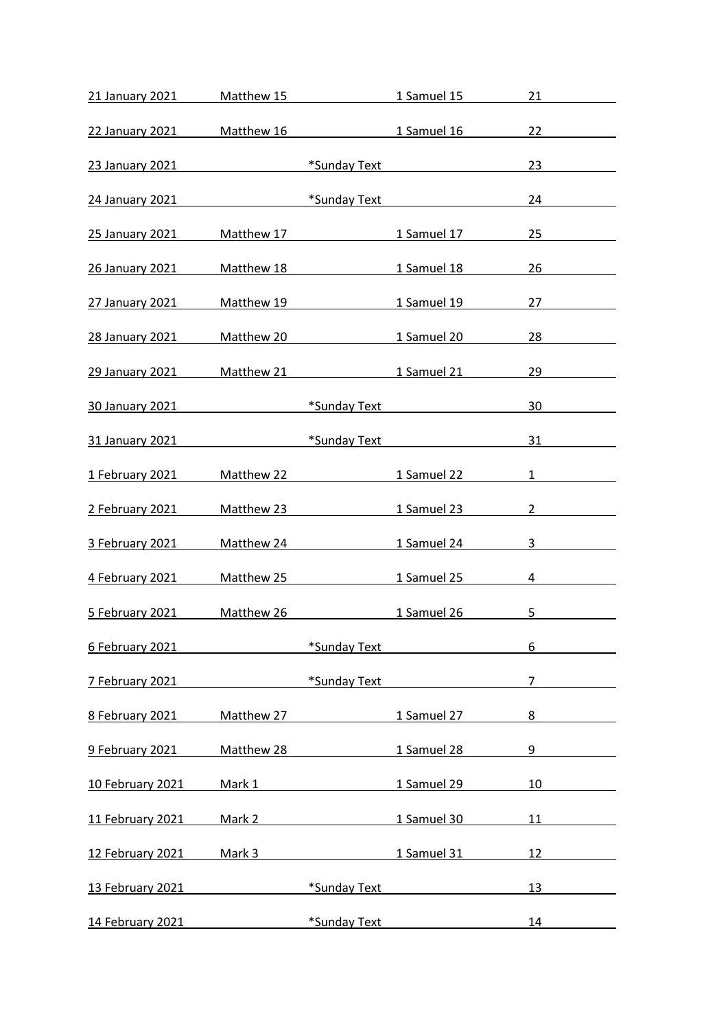| | | | | |
|---|---|---|---|---|
| 21 January 2021 | Matthew 15 | | 1 Samuel 15 | 21 |
| 22 January 2021 | Matthew 16 | | 1 Samuel 16 | 22 |
| 23 January 2021 | | *Sunday Text | | 23 |
| 24 January 2021 | | *Sunday Text | | 24 |
| 25 January 2021 | Matthew 17 | | 1 Samuel 17 | 25 |
| 26 January 2021 | Matthew 18 | | 1 Samuel 18 | 26 |
| 27 January 2021 | Matthew 19 | | 1 Samuel 19 | 27 |
| 28 January 2021 | Matthew 20 | | 1 Samuel 20 | 28 |
| 29 January 2021 | Matthew 21 | | 1 Samuel 21 | 29 |
| 30 January 2021 | | *Sunday Text | | 30 |
| 31 January 2021 | | *Sunday Text | | 31 |
| 1 February 2021 | Matthew 22 | | 1 Samuel 22 | 1 |
| 2 February 2021 | Matthew 23 | | 1 Samuel 23 | 2 |
| 3 February 2021 | Matthew 24 | | 1 Samuel 24 | 3 |
| 4 February 2021 | Matthew 25 | | 1 Samuel 25 | 4 |
| 5 February 2021 | Matthew 26 | | 1 Samuel 26 | 5 |
| 6 February 2021 | | *Sunday Text | | 6 |
| 7 February 2021 | | *Sunday Text | | 7 |
| 8 February 2021 | Matthew 27 | | 1 Samuel 27 | 8 |
| 9 February 2021 | Matthew 28 | | 1 Samuel 28 | 9 |
| 10 February 2021 | Mark 1 | | 1 Samuel 29 | 10 |
| 11 February 2021 | Mark 2 | | 1 Samuel 30 | 11 |
| 12 February 2021 | Mark 3 | | 1 Samuel 31 | 12 |
| 13 February 2021 | | *Sunday Text | | 13 |
| 14 February 2021 | | *Sunday Text | | 14 |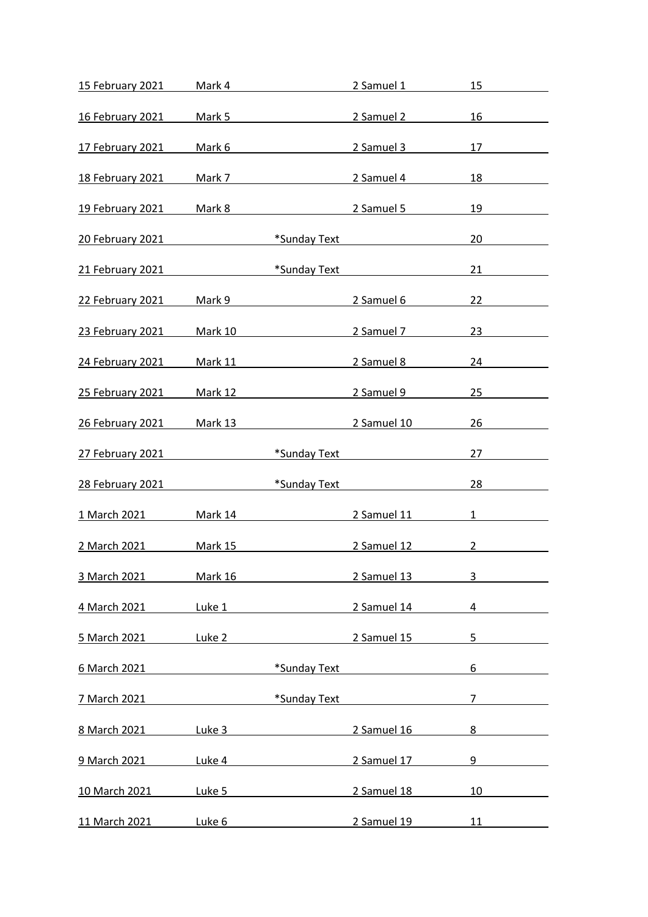| | | | | |
|---|---|---|---|---|
| 15 February 2021 | Mark 4 | | 2 Samuel 1 | 15 |
| 16 February 2021 | Mark 5 | | 2 Samuel 2 | 16 |
| 17 February 2021 | Mark 6 | | 2 Samuel 3 | 17 |
| 18 February 2021 | Mark 7 | | 2 Samuel 4 | 18 |
| 19 February 2021 | Mark 8 | | 2 Samuel 5 | 19 |
| 20 February 2021 | | *Sunday Text | | 20 |
| 21 February 2021 | | *Sunday Text | | 21 |
| 22 February 2021 | Mark 9 | | 2 Samuel 6 | 22 |
| 23 February 2021 | Mark 10 | | 2 Samuel 7 | 23 |
| 24 February 2021 | Mark 11 | | 2 Samuel 8 | 24 |
| 25 February 2021 | Mark 12 | | 2 Samuel 9 | 25 |
| 26 February 2021 | Mark 13 | | 2 Samuel 10 | 26 |
| 27 February 2021 | | *Sunday Text | | 27 |
| 28 February 2021 | | *Sunday Text | | 28 |
| 1 March 2021 | Mark 14 | | 2 Samuel 11 | 1 |
| 2 March 2021 | Mark 15 | | 2 Samuel 12 | 2 |
| 3 March 2021 | Mark 16 | | 2 Samuel 13 | 3 |
| 4 March 2021 | Luke 1 | | 2 Samuel 14 | 4 |
| 5 March 2021 | Luke 2 | | 2 Samuel 15 | 5 |
| 6 March 2021 | | *Sunday Text | | 6 |
| 7 March 2021 | | *Sunday Text | | 7 |
| 8 March 2021 | Luke 3 | | 2 Samuel 16 | 8 |
| 9 March 2021 | Luke 4 | | 2 Samuel 17 | 9 |
| 10 March 2021 | Luke 5 | | 2 Samuel 18 | 10 |
| 11 March 2021 | Luke 6 | | 2 Samuel 19 | 11 |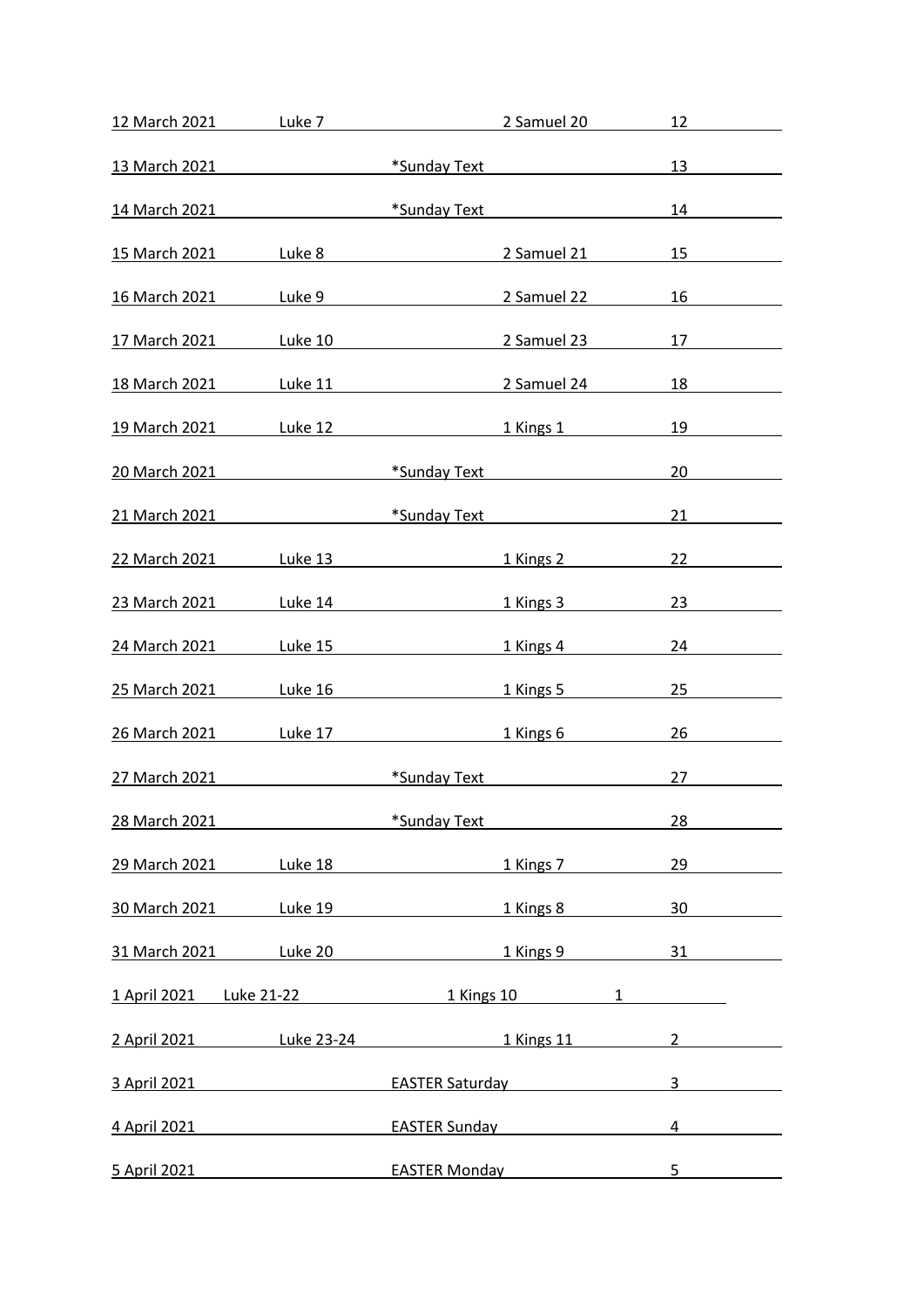| | | | |
|---|---|---|---|
| 12 March 2021 | Luke 7 | 2 Samuel 20 | 12 |
| 13 March 2021 | | *Sunday Text | 13 |
| 14 March 2021 | | *Sunday Text | 14 |
| 15 March 2021 | Luke 8 | 2 Samuel 21 | 15 |
| 16 March 2021 | Luke 9 | 2 Samuel 22 | 16 |
| 17 March 2021 | Luke 10 | 2 Samuel 23 | 17 |
| 18 March 2021 | Luke 11 | 2 Samuel 24 | 18 |
| 19 March 2021 | Luke 12 | 1 Kings 1 | 19 |
| 20 March 2021 | | *Sunday Text | 20 |
| 21 March 2021 | | *Sunday Text | 21 |
| 22 March 2021 | Luke 13 | 1 Kings 2 | 22 |
| 23 March 2021 | Luke 14 | 1 Kings 3 | 23 |
| 24 March 2021 | Luke 15 | 1 Kings 4 | 24 |
| 25 March 2021 | Luke 16 | 1 Kings 5 | 25 |
| 26 March 2021 | Luke 17 | 1 Kings 6 | 26 |
| 27 March 2021 | | *Sunday Text | 27 |
| 28 March 2021 | | *Sunday Text | 28 |
| 29 March 2021 | Luke 18 | 1 Kings 7 | 29 |
| 30 March 2021 | Luke 19 | 1 Kings 8 | 30 |
| 31 March 2021 | Luke 20 | 1 Kings 9 | 31 |
| 1 April 2021 | Luke 21-22 | 1 Kings 10 | 1 |
| 2 April 2021 | Luke 23-24 | 1 Kings 11 | 2 |
| 3 April 2021 | | EASTER Saturday | 3 |
| 4 April 2021 | | EASTER Sunday | 4 |
| 5 April 2021 | | EASTER Monday | 5 |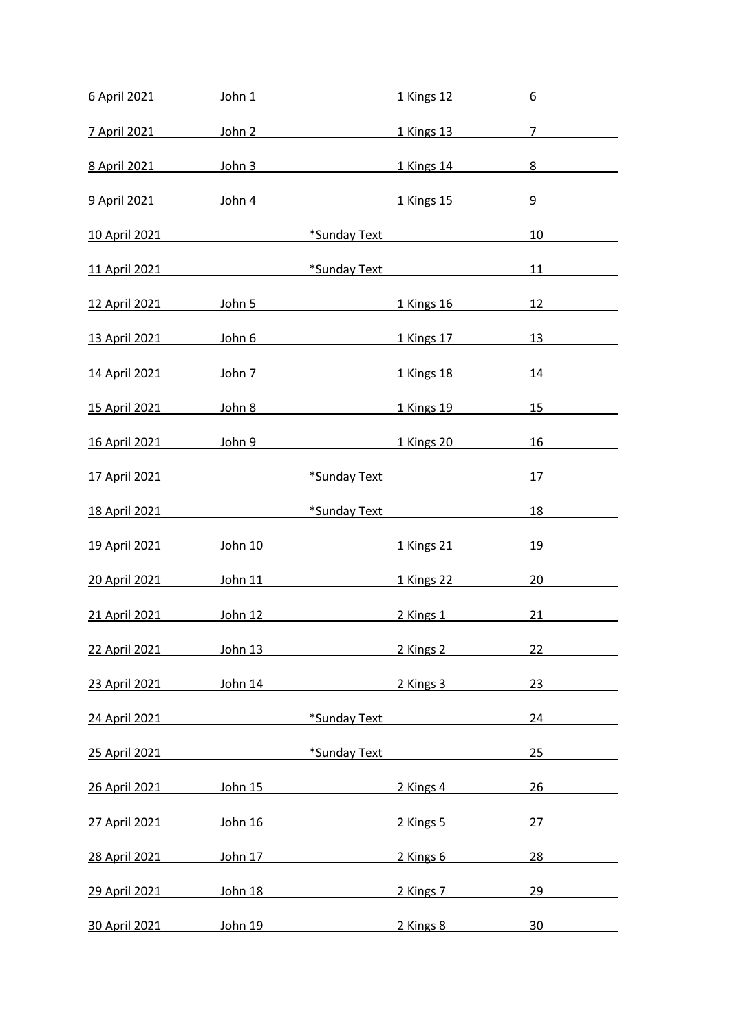| | | | | |
|---|---|---|---|---|
| 6 April 2021 | John 1 | | 1 Kings 12 | 6 |
| 7 April 2021 | John 2 | | 1 Kings 13 | 7 |
| 8 April 2021 | John 3 | | 1 Kings 14 | 8 |
| 9 April 2021 | John 4 | | 1 Kings 15 | 9 |
| 10 April 2021 | | *Sunday Text | | 10 |
| 11 April 2021 | | *Sunday Text | | 11 |
| 12 April 2021 | John 5 | | 1 Kings 16 | 12 |
| 13 April 2021 | John 6 | | 1 Kings 17 | 13 |
| 14 April 2021 | John 7 | | 1 Kings 18 | 14 |
| 15 April 2021 | John 8 | | 1 Kings 19 | 15 |
| 16 April 2021 | John 9 | | 1 Kings 20 | 16 |
| 17 April 2021 | | *Sunday Text | | 17 |
| 18 April 2021 | | *Sunday Text | | 18 |
| 19 April 2021 | John 10 | | 1 Kings 21 | 19 |
| 20 April 2021 | John 11 | | 1 Kings 22 | 20 |
| 21 April 2021 | John 12 | | 2 Kings 1 | 21 |
| 22 April 2021 | John 13 | | 2 Kings 2 | 22 |
| 23 April 2021 | John 14 | | 2 Kings 3 | 23 |
| 24 April 2021 | | *Sunday Text | | 24 |
| 25 April 2021 | | *Sunday Text | | 25 |
| 26 April 2021 | John 15 | | 2 Kings 4 | 26 |
| 27 April 2021 | John 16 | | 2 Kings 5 | 27 |
| 28 April 2021 | John 17 | | 2 Kings 6 | 28 |
| 29 April 2021 | John 18 | | 2 Kings 7 | 29 |
| 30 April 2021 | John 19 | | 2 Kings 8 | 30 |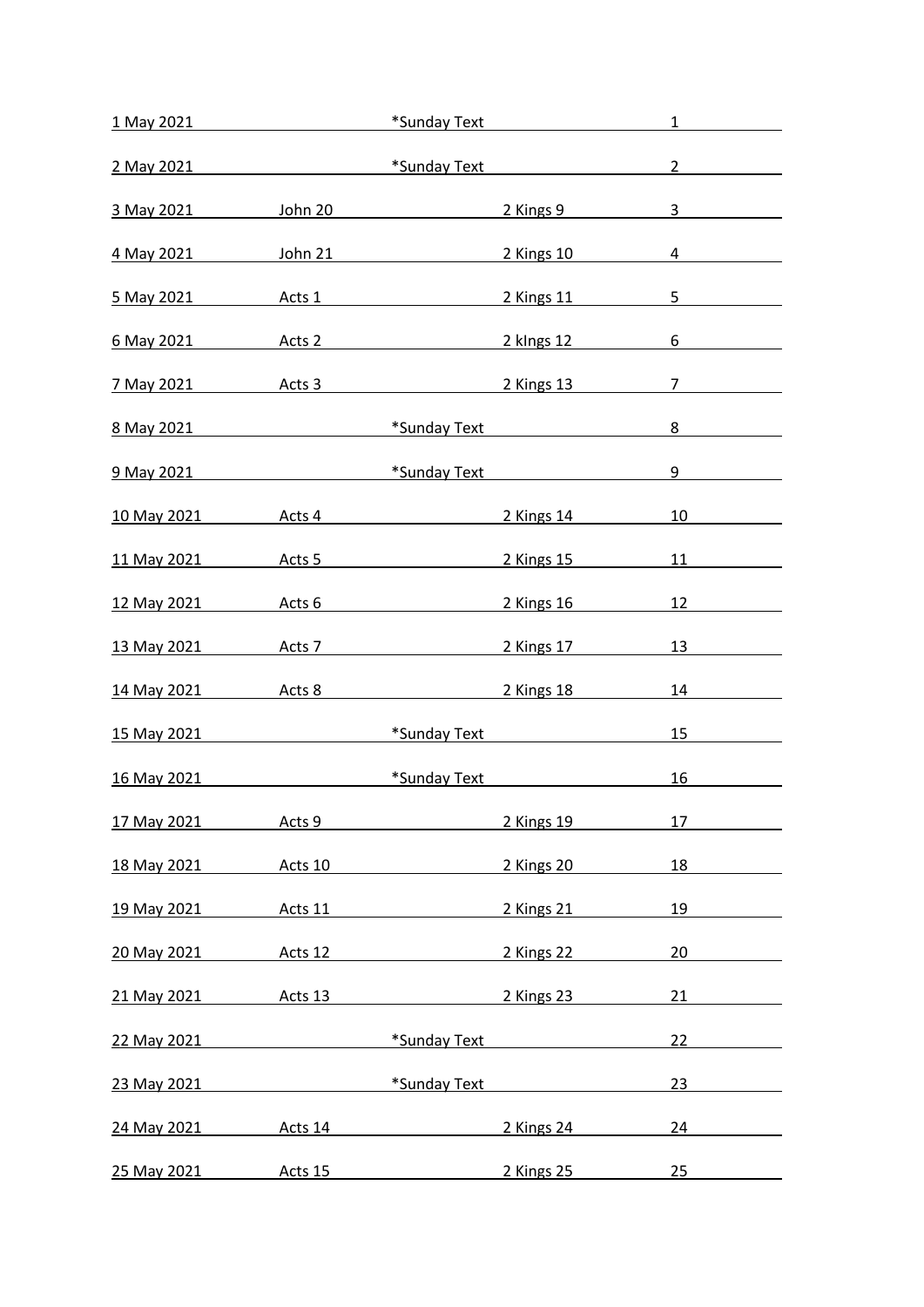| | | | |
|---|---|---|---|
| 1 May 2021 | *Sunday Text | | 1 |
| 2 May 2021 | *Sunday Text | | 2 |
| 3 May 2021 | John 20 | 2 Kings 9 | 3 |
| 4 May 2021 | John 21 | 2 Kings 10 | 4 |
| 5 May 2021 | Acts 1 | 2 Kings 11 | 5 |
| 6 May 2021 | Acts 2 | 2 kIngs 12 | 6 |
| 7 May 2021 | Acts 3 | 2 Kings 13 | 7 |
| 8 May 2021 | *Sunday Text | | 8 |
| 9 May 2021 | *Sunday Text | | 9 |
| 10 May 2021 | Acts 4 | 2 Kings 14 | 10 |
| 11 May 2021 | Acts 5 | 2 Kings 15 | 11 |
| 12 May 2021 | Acts 6 | 2 Kings 16 | 12 |
| 13 May 2021 | Acts 7 | 2 Kings 17 | 13 |
| 14 May 2021 | Acts 8 | 2 Kings 18 | 14 |
| 15 May 2021 | *Sunday Text | | 15 |
| 16 May 2021 | *Sunday Text | | 16 |
| 17 May 2021 | Acts 9 | 2 Kings 19 | 17 |
| 18 May 2021 | Acts 10 | 2 Kings 20 | 18 |
| 19 May 2021 | Acts 11 | 2 Kings 21 | 19 |
| 20 May 2021 | Acts 12 | 2 Kings 22 | 20 |
| 21 May 2021 | Acts 13 | 2 Kings 23 | 21 |
| 22 May 2021 | *Sunday Text | | 22 |
| 23 May 2021 | *Sunday Text | | 23 |
| 24 May 2021 | Acts 14 | 2 Kings 24 | 24 |
| 25 May 2021 | Acts 15 | 2 Kings 25 | 25 |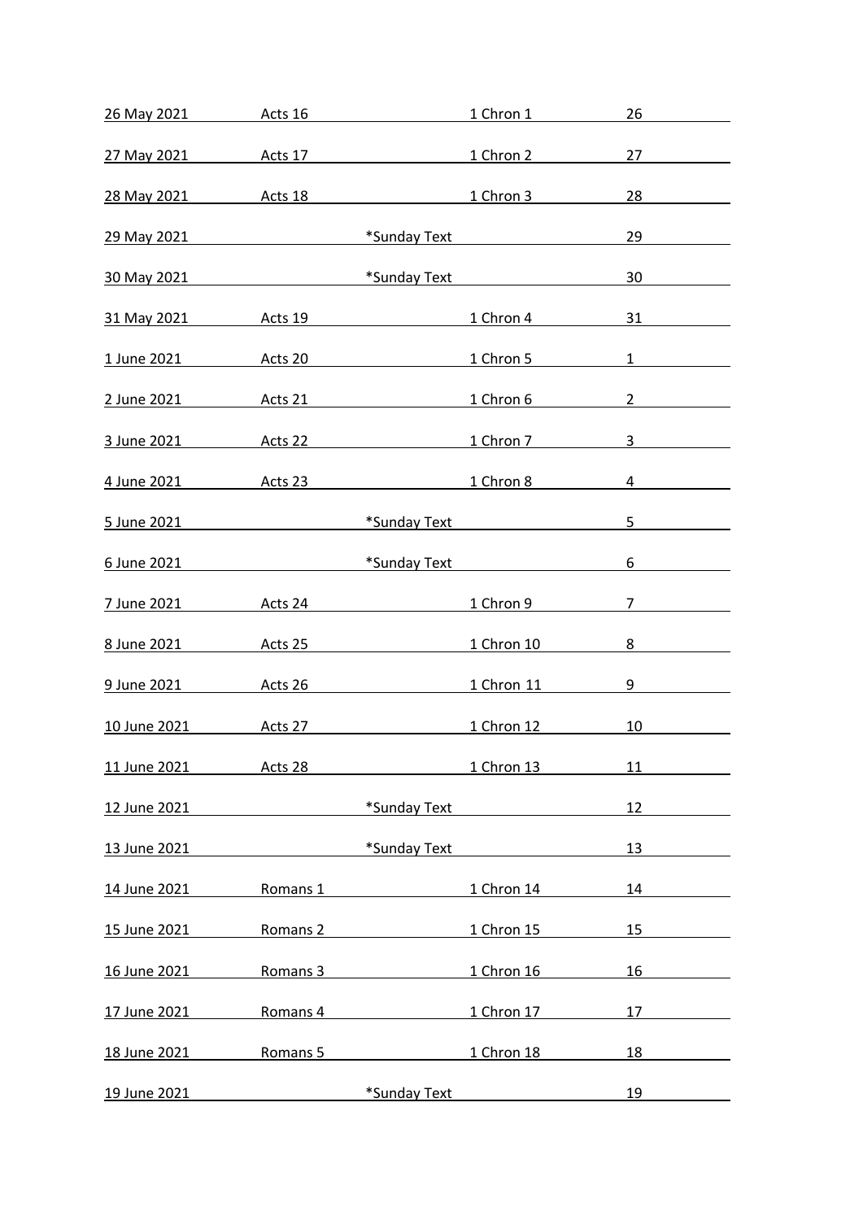| | | | |
|---|---|---|---|
| 26 May 2021 | Acts 16 | 1 Chron 1 | 26 |
| 27 May 2021 | Acts 17 | 1 Chron 2 | 27 |
| 28 May 2021 | Acts 18 | 1 Chron 3 | 28 |
| 29 May 2021 | *Sunday Text | | 29 |
| 30 May 2021 | *Sunday Text | | 30 |
| 31 May 2021 | Acts 19 | 1 Chron 4 | 31 |
| 1 June 2021 | Acts 20 | 1 Chron 5 | 1 |
| 2 June 2021 | Acts 21 | 1 Chron 6 | 2 |
| 3 June 2021 | Acts 22 | 1 Chron 7 | 3 |
| 4 June 2021 | Acts 23 | 1 Chron 8 | 4 |
| 5 June 2021 | *Sunday Text | | 5 |
| 6 June 2021 | *Sunday Text | | 6 |
| 7 June 2021 | Acts 24 | 1 Chron 9 | 7 |
| 8 June 2021 | Acts 25 | 1 Chron 10 | 8 |
| 9 June 2021 | Acts 26 | 1 Chron 11 | 9 |
| 10 June 2021 | Acts 27 | 1 Chron 12 | 10 |
| 11 June 2021 | Acts 28 | 1 Chron 13 | 11 |
| 12 June 2021 | *Sunday Text | | 12 |
| 13 June 2021 | *Sunday Text | | 13 |
| 14 June 2021 | Romans 1 | 1 Chron 14 | 14 |
| 15 June 2021 | Romans 2 | 1 Chron 15 | 15 |
| 16 June 2021 | Romans 3 | 1 Chron 16 | 16 |
| 17 June 2021 | Romans 4 | 1 Chron 17 | 17 |
| 18 June 2021 | Romans 5 | 1 Chron 18 | 18 |
| 19 June 2021 | *Sunday Text | | 19 |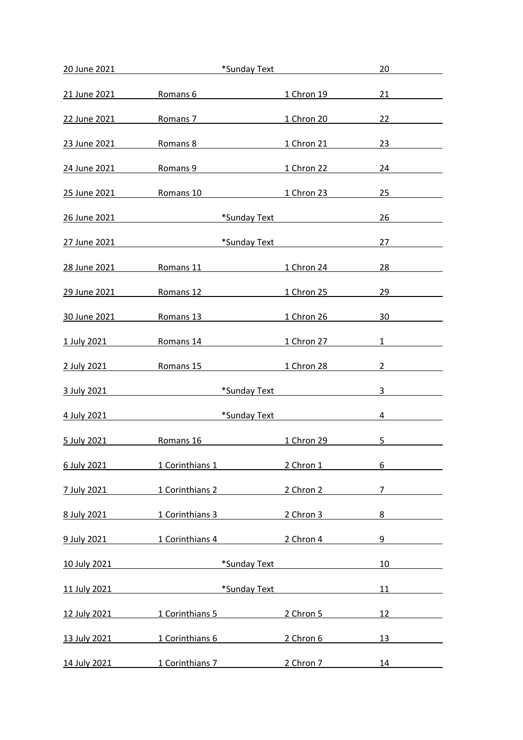| | | | |
|---|---|---|---|
| 20 June 2021 | *Sunday Text | | 20 |
| 21 June 2021 | Romans 6 | 1 Chron 19 | 21 |
| 22 June 2021 | Romans 7 | 1 Chron 20 | 22 |
| 23 June 2021 | Romans 8 | 1 Chron 21 | 23 |
| 24 June 2021 | Romans 9 | 1 Chron 22 | 24 |
| 25 June 2021 | Romans 10 | 1 Chron 23 | 25 |
| 26 June 2021 | *Sunday Text | | 26 |
| 27 June 2021 | *Sunday Text | | 27 |
| 28 June 2021 | Romans 11 | 1 Chron 24 | 28 |
| 29 June 2021 | Romans 12 | 1 Chron 25 | 29 |
| 30 June 2021 | Romans 13 | 1 Chron 26 | 30 |
| 1 July 2021 | Romans 14 | 1 Chron 27 | 1 |
| 2 July 2021 | Romans 15 | 1 Chron 28 | 2 |
| 3 July 2021 | *Sunday Text | | 3 |
| 4 July 2021 | *Sunday Text | | 4 |
| 5 July 2021 | Romans 16 | 1 Chron 29 | 5 |
| 6 July 2021 | 1 Corinthians 1 | 2 Chron 1 | 6 |
| 7 July 2021 | 1 Corinthians 2 | 2 Chron 2 | 7 |
| 8 July 2021 | 1 Corinthians 3 | 2 Chron 3 | 8 |
| 9 July 2021 | 1 Corinthians 4 | 2 Chron 4 | 9 |
| 10 July 2021 | *Sunday Text | | 10 |
| 11 July 2021 | *Sunday Text | | 11 |
| 12 July 2021 | 1 Corinthians 5 | 2 Chron 5 | 12 |
| 13 July 2021 | 1 Corinthians 6 | 2 Chron 6 | 13 |
| 14 July 2021 | 1 Corinthians 7 | 2 Chron 7 | 14 |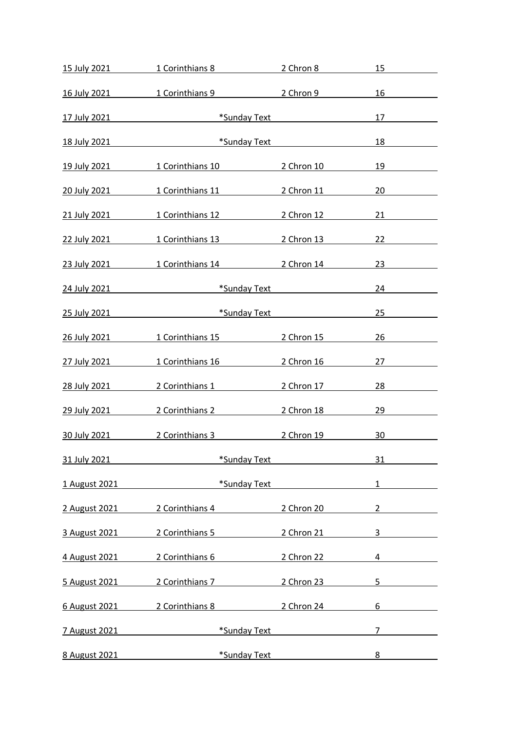| | | | |
|---|---|---|---|
| 15 July 2021 | 1 Corinthians 8 | 2 Chron 8 | 15 |
| 16 July 2021 | 1 Corinthians 9 | 2 Chron 9 | 16 |
| 17 July 2021 | *Sunday Text | | 17 |
| 18 July 2021 | *Sunday Text | | 18 |
| 19 July 2021 | 1 Corinthians 10 | 2 Chron 10 | 19 |
| 20 July 2021 | 1 Corinthians 11 | 2 Chron 11 | 20 |
| 21 July 2021 | 1 Corinthians 12 | 2 Chron 12 | 21 |
| 22 July 2021 | 1 Corinthians 13 | 2 Chron 13 | 22 |
| 23 July 2021 | 1 Corinthians 14 | 2 Chron 14 | 23 |
| 24 July 2021 | *Sunday Text | | 24 |
| 25 July 2021 | *Sunday Text | | 25 |
| 26 July 2021 | 1 Corinthians 15 | 2 Chron 15 | 26 |
| 27 July 2021 | 1 Corinthians 16 | 2 Chron 16 | 27 |
| 28 July 2021 | 2 Corinthians 1 | 2 Chron 17 | 28 |
| 29 July 2021 | 2 Corinthians 2 | 2 Chron 18 | 29 |
| 30 July 2021 | 2 Corinthians 3 | 2 Chron 19 | 30 |
| 31 July 2021 | *Sunday Text | | 31 |
| 1 August 2021 | *Sunday Text | | 1 |
| 2 August 2021 | 2 Corinthians 4 | 2 Chron 20 | 2 |
| 3 August 2021 | 2 Corinthians 5 | 2 Chron 21 | 3 |
| 4 August 2021 | 2 Corinthians 6 | 2 Chron 22 | 4 |
| 5 August 2021 | 2 Corinthians 7 | 2 Chron 23 | 5 |
| 6 August 2021 | 2 Corinthians 8 | 2 Chron 24 | 6 |
| 7 August 2021 | *Sunday Text | | 7 |
| 8 August 2021 | *Sunday Text | | 8 |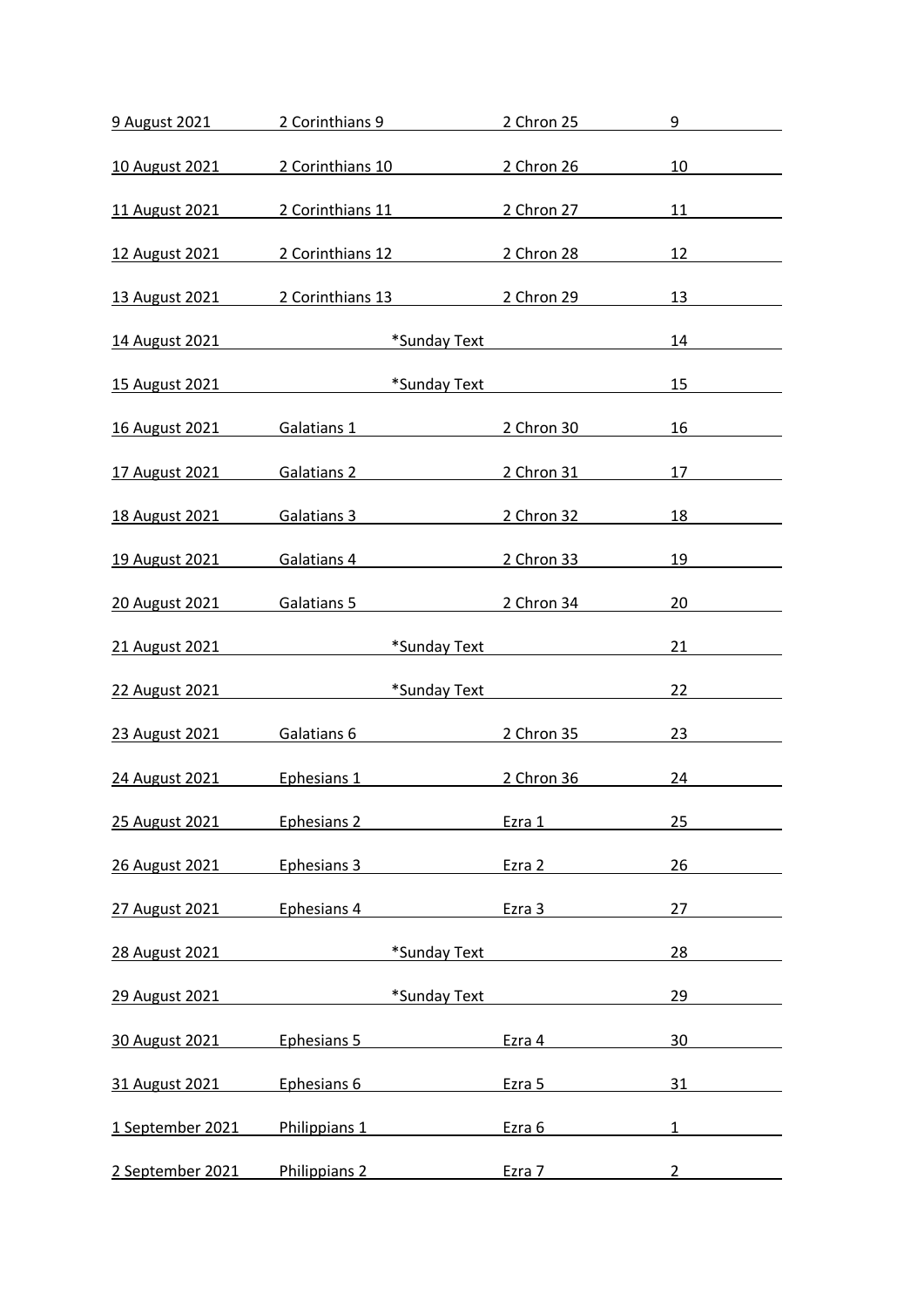| | | | |
|---|---|---|---|
| 9 August 2021 | 2 Corinthians 9 | 2 Chron 25 | 9 |
| 10 August 2021 | 2 Corinthians 10 | 2 Chron 26 | 10 |
| 11 August 2021 | 2 Corinthians 11 | 2 Chron 27 | 11 |
| 12 August 2021 | 2 Corinthians 12 | 2 Chron 28 | 12 |
| 13 August 2021 | 2 Corinthians 13 | 2 Chron 29 | 13 |
| 14 August 2021 | *Sunday Text | | 14 |
| 15 August 2021 | *Sunday Text | | 15 |
| 16 August 2021 | Galatians 1 | 2 Chron 30 | 16 |
| 17 August 2021 | Galatians 2 | 2 Chron 31 | 17 |
| 18 August 2021 | Galatians 3 | 2 Chron 32 | 18 |
| 19 August 2021 | Galatians 4 | 2 Chron 33 | 19 |
| 20 August 2021 | Galatians 5 | 2 Chron 34 | 20 |
| 21 August 2021 | *Sunday Text | | 21 |
| 22 August 2021 | *Sunday Text | | 22 |
| 23 August 2021 | Galatians 6 | 2 Chron 35 | 23 |
| 24 August 2021 | Ephesians 1 | 2 Chron 36 | 24 |
| 25 August 2021 | Ephesians 2 | Ezra 1 | 25 |
| 26 August 2021 | Ephesians 3 | Ezra 2 | 26 |
| 27 August 2021 | Ephesians 4 | Ezra 3 | 27 |
| 28 August 2021 | *Sunday Text | | 28 |
| 29 August 2021 | *Sunday Text | | 29 |
| 30 August 2021 | Ephesians 5 | Ezra 4 | 30 |
| 31 August 2021 | Ephesians 6 | Ezra 5 | 31 |
| 1 September 2021 | Philippians 1 | Ezra 6 | 1 |
| 2 September 2021 | Philippians 2 | Ezra 7 | 2 |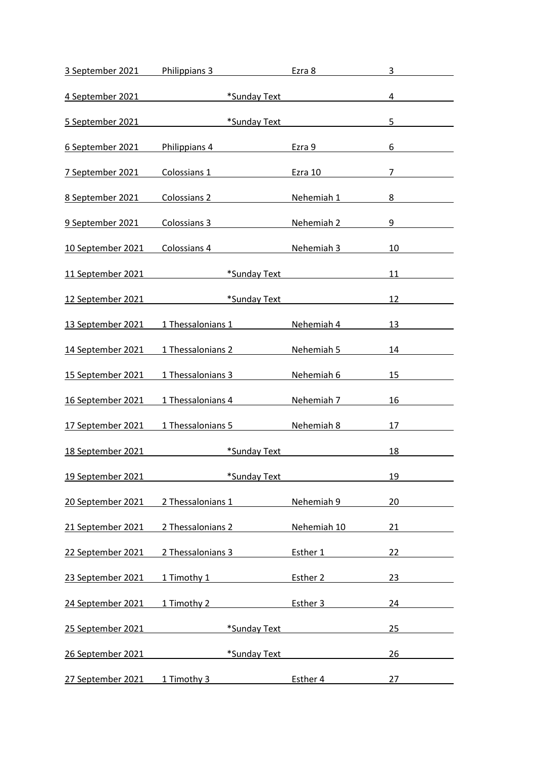| | | | |
|---|---|---|---|
| 3 September 2021 | Philippians 3 | Ezra 8 | 3 |
| 4 September 2021 | *Sunday Text | | 4 |
| 5 September 2021 | *Sunday Text | | 5 |
| 6 September 2021 | Philippians 4 | Ezra 9 | 6 |
| 7 September 2021 | Colossians 1 | Ezra 10 | 7 |
| 8 September 2021 | Colossians 2 | Nehemiah 1 | 8 |
| 9 September 2021 | Colossians 3 | Nehemiah 2 | 9 |
| 10 September 2021 | Colossians 4 | Nehemiah 3 | 10 |
| 11 September 2021 | *Sunday Text | | 11 |
| 12 September 2021 | *Sunday Text | | 12 |
| 13 September 2021 | 1 Thessalonians 1 | Nehemiah 4 | 13 |
| 14 September 2021 | 1 Thessalonians 2 | Nehemiah 5 | 14 |
| 15 September 2021 | 1 Thessalonians 3 | Nehemiah 6 | 15 |
| 16 September 2021 | 1 Thessalonians 4 | Nehemiah 7 | 16 |
| 17 September 2021 | 1 Thessalonians 5 | Nehemiah 8 | 17 |
| 18 September 2021 | *Sunday Text | | 18 |
| 19 September 2021 | *Sunday Text | | 19 |
| 20 September 2021 | 2 Thessalonians 1 | Nehemiah 9 | 20 |
| 21 September 2021 | 2 Thessalonians 2 | Nehemiah 10 | 21 |
| 22 September 2021 | 2 Thessalonians 3 | Esther 1 | 22 |
| 23 September 2021 | 1 Timothy 1 | Esther 2 | 23 |
| 24 September 2021 | 1 Timothy 2 | Esther 3 | 24 |
| 25 September 2021 | *Sunday Text | | 25 |
| 26 September 2021 | *Sunday Text | | 26 |
| 27 September 2021 | 1 Timothy 3 | Esther 4 | 27 |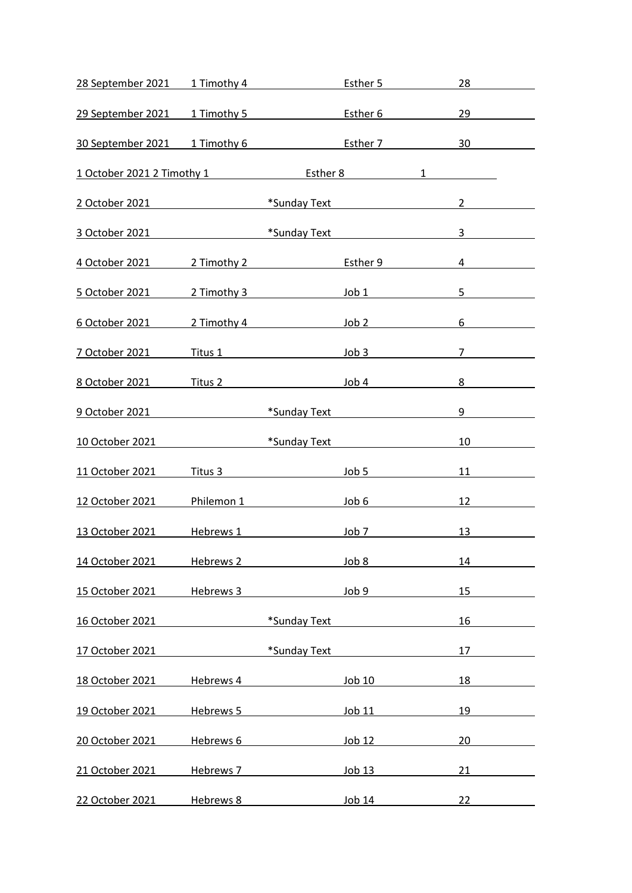| | | | |
|---|---|---|---|
| 28 September 2021 | 1 Timothy 4 | Esther 5 | 28 |
| 29 September 2021 | 1 Timothy 5 | Esther 6 | 29 |
| 30 September 2021 | 1 Timothy 6 | Esther 7 | 30 |
| 1 October 2021 | 2 Timothy 1 | Esther 8 | 1 |
| 2 October 2021 | *Sunday Text | | 2 |
| 3 October 2021 | *Sunday Text | | 3 |
| 4 October 2021 | 2 Timothy 2 | Esther 9 | 4 |
| 5 October 2021 | 2 Timothy 3 | Job 1 | 5 |
| 6 October 2021 | 2 Timothy 4 | Job 2 | 6 |
| 7 October 2021 | Titus 1 | Job 3 | 7 |
| 8 October 2021 | Titus 2 | Job 4 | 8 |
| 9 October 2021 | *Sunday Text | | 9 |
| 10 October 2021 | *Sunday Text | | 10 |
| 11 October 2021 | Titus 3 | Job 5 | 11 |
| 12 October 2021 | Philemon 1 | Job 6 | 12 |
| 13 October 2021 | Hebrews 1 | Job 7 | 13 |
| 14 October 2021 | Hebrews 2 | Job 8 | 14 |
| 15 October 2021 | Hebrews 3 | Job 9 | 15 |
| 16 October 2021 | *Sunday Text | | 16 |
| 17 October 2021 | *Sunday Text | | 17 |
| 18 October 2021 | Hebrews 4 | Job 10 | 18 |
| 19 October 2021 | Hebrews 5 | Job 11 | 19 |
| 20 October 2021 | Hebrews 6 | Job 12 | 20 |
| 21 October 2021 | Hebrews 7 | Job 13 | 21 |
| 22 October 2021 | Hebrews 8 | Job 14 | 22 |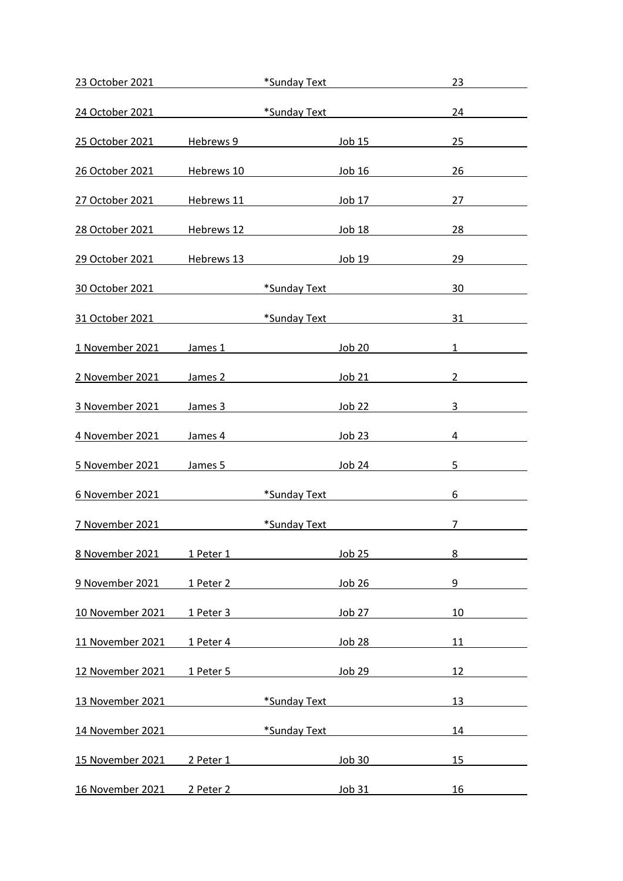| | | | |
|---|---|---|---|
| 23 October 2021 | *Sunday Text | | 23 |
| 24 October 2021 | *Sunday Text | | 24 |
| 25 October 2021 | Hebrews 9 | Job 15 | 25 |
| 26 October 2021 | Hebrews 10 | Job 16 | 26 |
| 27 October 2021 | Hebrews 11 | Job 17 | 27 |
| 28 October 2021 | Hebrews 12 | Job 18 | 28 |
| 29 October 2021 | Hebrews 13 | Job 19 | 29 |
| 30 October 2021 | *Sunday Text | | 30 |
| 31 October 2021 | *Sunday Text | | 31 |
| 1 November 2021 | James 1 | Job 20 | 1 |
| 2 November 2021 | James 2 | Job 21 | 2 |
| 3 November 2021 | James 3 | Job 22 | 3 |
| 4 November 2021 | James 4 | Job 23 | 4 |
| 5 November 2021 | James 5 | Job 24 | 5 |
| 6 November 2021 | *Sunday Text | | 6 |
| 7 November 2021 | *Sunday Text | | 7 |
| 8 November 2021 | 1 Peter 1 | Job 25 | 8 |
| 9 November 2021 | 1 Peter 2 | Job 26 | 9 |
| 10 November 2021 | 1 Peter 3 | Job 27 | 10 |
| 11 November 2021 | 1 Peter 4 | Job 28 | 11 |
| 12 November 2021 | 1 Peter 5 | Job 29 | 12 |
| 13 November 2021 | *Sunday Text | | 13 |
| 14 November 2021 | *Sunday Text | | 14 |
| 15 November 2021 | 2 Peter 1 | Job 30 | 15 |
| 16 November 2021 | 2 Peter 2 | Job 31 | 16 |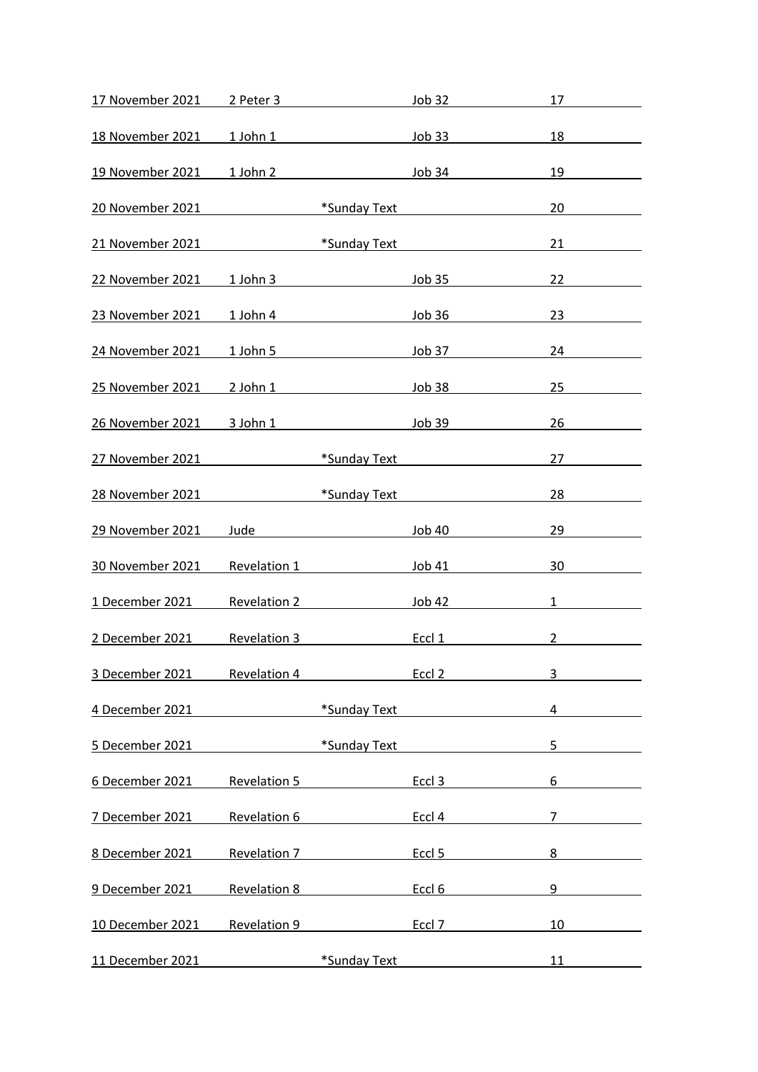| | | | |
|---|---|---|---|
| 17 November 2021 | 2 Peter 3 | Job 32 | 17 |
| 18 November 2021 | 1 John 1 | Job 33 | 18 |
| 19 November 2021 | 1 John 2 | Job 34 | 19 |
| 20 November 2021 | *Sunday Text | | 20 |
| 21 November 2021 | *Sunday Text | | 21 |
| 22 November 2021 | 1 John 3 | Job 35 | 22 |
| 23 November 2021 | 1 John 4 | Job 36 | 23 |
| 24 November 2021 | 1 John 5 | Job 37 | 24 |
| 25 November 2021 | 2 John 1 | Job 38 | 25 |
| 26 November 2021 | 3 John 1 | Job 39 | 26 |
| 27 November 2021 | *Sunday Text | | 27 |
| 28 November 2021 | *Sunday Text | | 28 |
| 29 November 2021 | Jude | Job 40 | 29 |
| 30 November 2021 | Revelation 1 | Job 41 | 30 |
| 1 December 2021 | Revelation 2 | Job 42 | 1 |
| 2 December 2021 | Revelation 3 | Eccl 1 | 2 |
| 3 December 2021 | Revelation 4 | Eccl 2 | 3 |
| 4 December 2021 | *Sunday Text | | 4 |
| 5 December 2021 | *Sunday Text | | 5 |
| 6 December 2021 | Revelation 5 | Eccl 3 | 6 |
| 7 December 2021 | Revelation 6 | Eccl 4 | 7 |
| 8 December 2021 | Revelation 7 | Eccl 5 | 8 |
| 9 December 2021 | Revelation 8 | Eccl 6 | 9 |
| 10 December 2021 | Revelation 9 | Eccl 7 | 10 |
| 11 December 2021 | *Sunday Text | | 11 |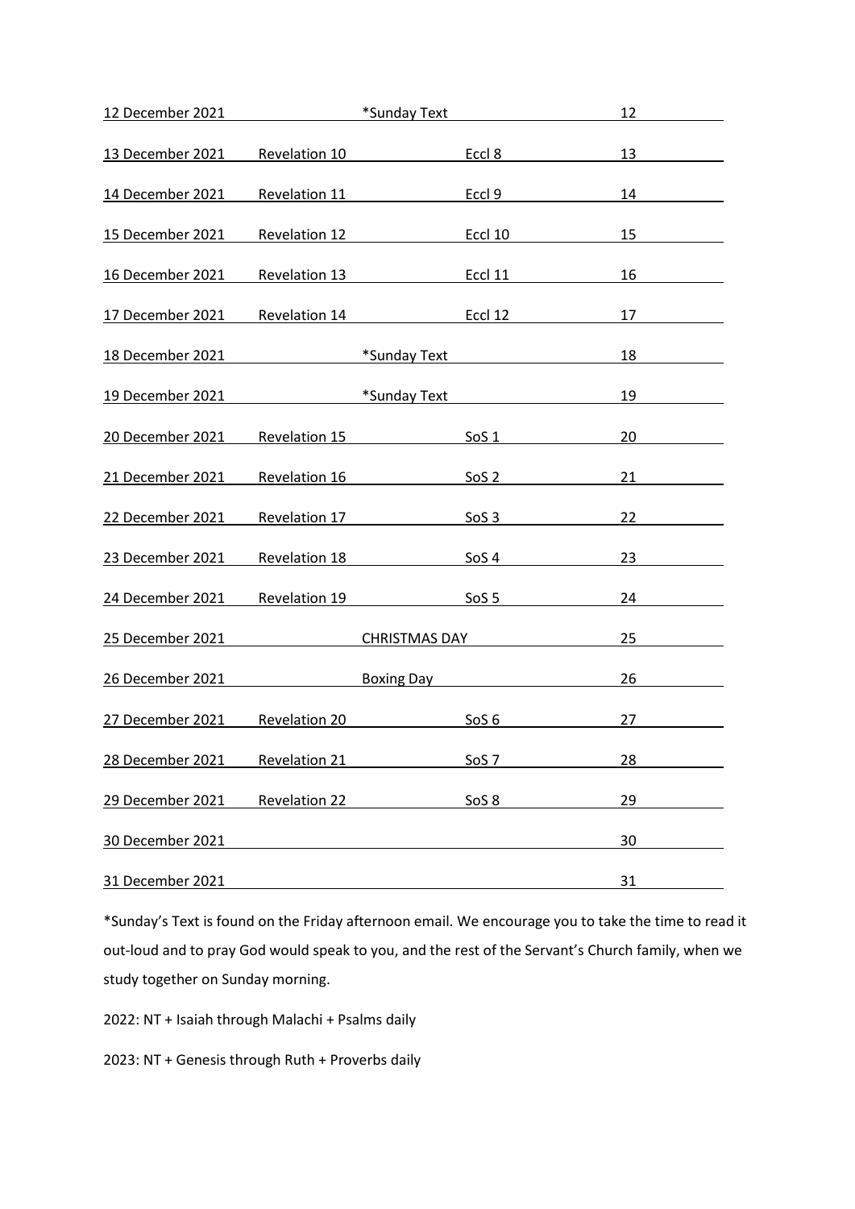| | | | |
|---|---|---|---|
| 12 December 2021 | *Sunday Text | | 12 |
| 13 December 2021 | Revelation 10 | Eccl 8 | 13 |
| 14 December 2021 | Revelation 11 | Eccl 9 | 14 |
| 15 December 2021 | Revelation 12 | Eccl 10 | 15 |
| 16 December 2021 | Revelation 13 | Eccl 11 | 16 |
| 17 December 2021 | Revelation 14 | Eccl 12 | 17 |
| 18 December 2021 | *Sunday Text | | 18 |
| 19 December 2021 | *Sunday Text | | 19 |
| 20 December 2021 | Revelation 15 | SoS 1 | 20 |
| 21 December 2021 | Revelation 16 | SoS 2 | 21 |
| 22 December 2021 | Revelation 17 | SoS 3 | 22 |
| 23 December 2021 | Revelation 18 | SoS 4 | 23 |
| 24 December 2021 | Revelation 19 | SoS 5 | 24 |
| 25 December 2021 | CHRISTMAS DAY | | 25 |
| 26 December 2021 | Boxing Day | | 26 |
| 27 December 2021 | Revelation 20 | SoS 6 | 27 |
| 28 December 2021 | Revelation 21 | SoS 7 | 28 |
| 29 December 2021 | Revelation 22 | SoS 8 | 29 |
| 30 December 2021 | | | 30 |
| 31 December 2021 | | | 31 |

*Sunday's Text is found on the Friday afternoon email. We encourage you to take the time to read it out-loud and to pray God would speak to you, and the rest of the Servant's Church family, when we study together on Sunday morning.

2022: NT + Isaiah through Malachi + Psalms daily

2023: NT + Genesis through Ruth + Proverbs daily